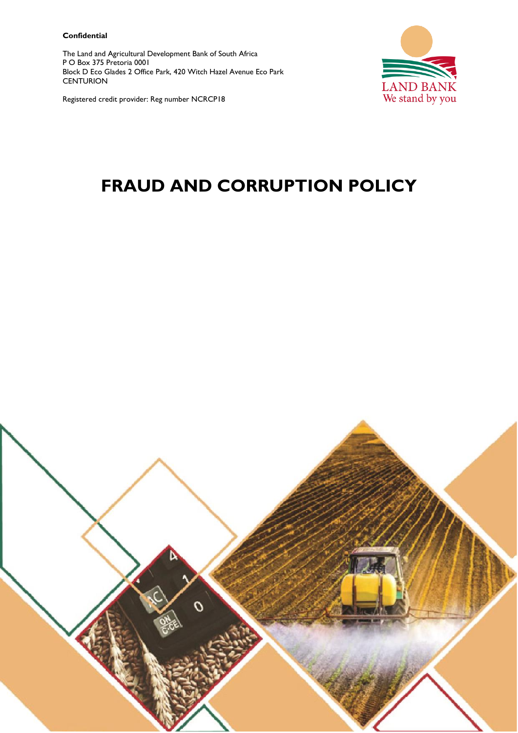**Confidential**

The Land and Agricultural Development Bank of South Africa
P O Box 375 Pretoria 0001
Block D Eco Glades 2 Office Park, 420 Witch Hazel Avenue Eco Park
CENTURION

Registered credit provider: Reg number NCRCP18

LAND BANK
We stand by you

# FRAUD AND CORRUPTION POLICY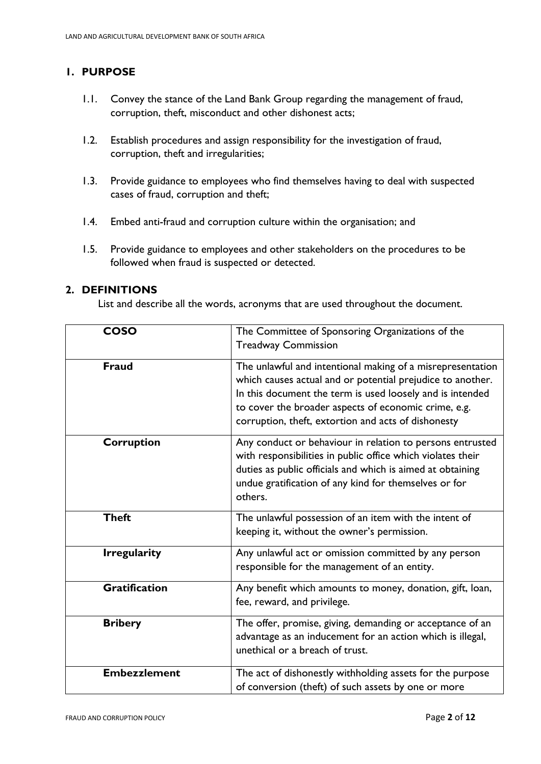## 1. PURPOSE

1.1. Convey the stance of the Land Bank Group regarding the management of fraud, corruption, theft, misconduct and other dishonest acts;

1.2. Establish procedures and assign responsibility for the investigation of fraud, corruption, theft and irregularities;

1.3. Provide guidance to employees who find themselves having to deal with suspected cases of fraud, corruption and theft;

1.4. Embed anti-fraud and corruption culture within the organisation; and

1.5. Provide guidance to employees and other stakeholders on the procedures to be followed when fraud is suspected or detected.

## 2. DEFINITIONS

List and describe all the words, acronyms that are used throughout the document.

| | |
|---|---|
| **COSO** | The Committee of Sponsoring Organizations of the Treadway Commission |
| **Fraud** | The unlawful and intentional making of a misrepresentation which causes actual and or potential prejudice to another. In this document the term is used loosely and is intended to cover the broader aspects of economic crime, e.g. corruption, theft, extortion and acts of dishonesty |
| **Corruption** | Any conduct or behaviour in relation to persons entrusted with responsibilities in public office which violates their duties as public officials and which is aimed at obtaining undue gratification of any kind for themselves or for others. |
| **Theft** | The unlawful possession of an item with the intent of keeping it, without the owner's permission. |
| **Irregularity** | Any unlawful act or omission committed by any person responsible for the management of an entity. |
| **Gratification** | Any benefit which amounts to money, donation, gift, loan, fee, reward, and privilege. |
| **Bribery** | The offer, promise, giving, demanding or acceptance of an advantage as an inducement for an action which is illegal, unethical or a breach of trust. |
| **Embezzlement** | The act of dishonestly withholding assets for the purpose of conversion (theft) of such assets by one or more |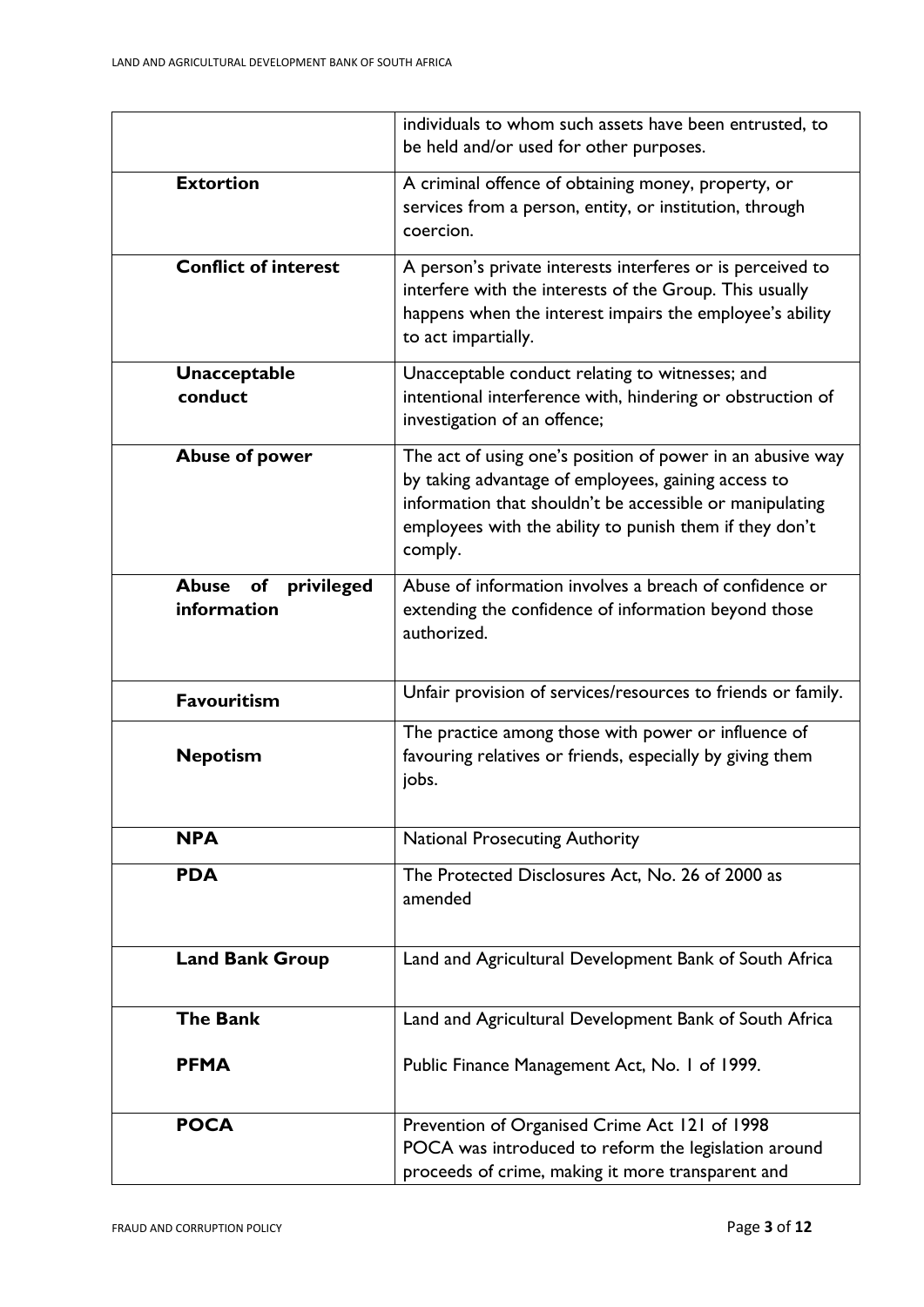| | |
|---|---|
| | individuals to whom such assets have been entrusted, to be held and/or used for other purposes. |
| **Extortion** | A criminal offence of obtaining money, property, or services from a person, entity, or institution, through coercion. |
| **Conflict of interest** | A person's private interests interferes or is perceived to interfere with the interests of the Group. This usually happens when the interest impairs the employee's ability to act impartially. |
| **Unacceptable conduct** | Unacceptable conduct relating to witnesses; and intentional interference with, hindering or obstruction of investigation of an offence; |
| **Abuse of power** | The act of using one's position of power in an abusive way by taking advantage of employees, gaining access to information that shouldn't be accessible or manipulating employees with the ability to punish them if they don't comply. |
| **Abuse of privileged information** | Abuse of information involves a breach of confidence or extending the confidence of information beyond those authorized. |
| **Favouritism** | Unfair provision of services/resources to friends or family. |
| **Nepotism** | The practice among those with power or influence of favouring relatives or friends, especially by giving them jobs. |
| **NPA** | National Prosecuting Authority |
| **PDA** | The Protected Disclosures Act, No. 26 of 2000 as amended |
| **Land Bank Group** | Land and Agricultural Development Bank of South Africa |
| **The Bank** | Land and Agricultural Development Bank of South Africa |
| **PFMA** | Public Finance Management Act, No. 1 of 1999. |
| **POCA** | Prevention of Organised Crime Act 121 of 1998<br>POCA was introduced to reform the legislation around proceeds of crime, making it more transparent and |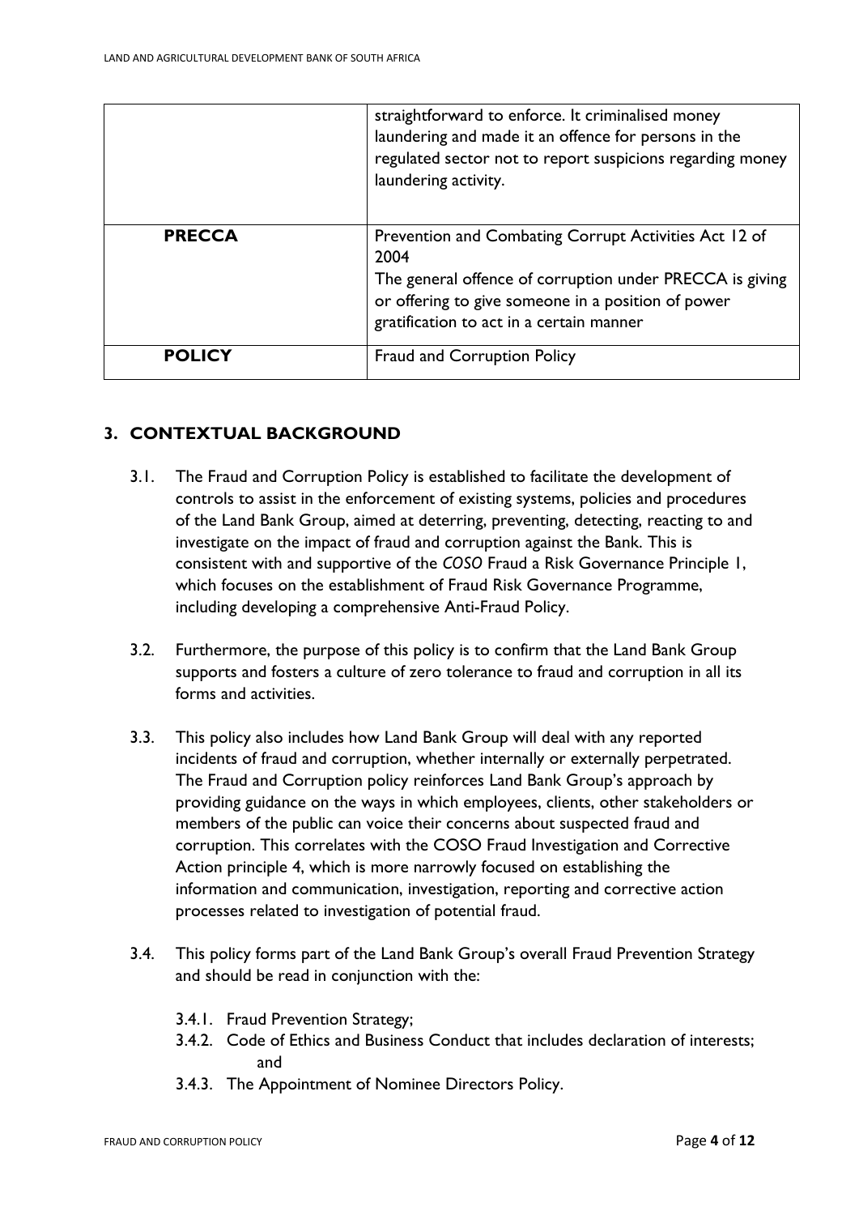| | |
|---|---|
| | straightforward to enforce. It criminalised money laundering and made it an offence for persons in the regulated sector not to report suspicions regarding money laundering activity. |
| **PRECCA** | Prevention and Combating Corrupt Activities Act 12 of 2004<br>The general offence of corruption under PRECCA is giving or offering to give someone in a position of power gratification to act in a certain manner |
| **POLICY** | Fraud and Corruption Policy |

## 3. CONTEXTUAL BACKGROUND

3.1. The Fraud and Corruption Policy is established to facilitate the development of controls to assist in the enforcement of existing systems, policies and procedures of the Land Bank Group, aimed at deterring, preventing, detecting, reacting to and investigate on the impact of fraud and corruption against the Bank. This is consistent with and supportive of the *COSO* Fraud a Risk Governance Principle 1, which focuses on the establishment of Fraud Risk Governance Programme, including developing a comprehensive Anti-Fraud Policy.

3.2. Furthermore, the purpose of this policy is to confirm that the Land Bank Group supports and fosters a culture of zero tolerance to fraud and corruption in all its forms and activities.

3.3. This policy also includes how Land Bank Group will deal with any reported incidents of fraud and corruption, whether internally or externally perpetrated. The Fraud and Corruption policy reinforces Land Bank Group's approach by providing guidance on the ways in which employees, clients, other stakeholders or members of the public can voice their concerns about suspected fraud and corruption. This correlates with the COSO Fraud Investigation and Corrective Action principle 4, which is more narrowly focused on establishing the information and communication, investigation, reporting and corrective action processes related to investigation of potential fraud.

3.4. This policy forms part of the Land Bank Group's overall Fraud Prevention Strategy and should be read in conjunction with the:

3.4.1. Fraud Prevention Strategy;

3.4.2. Code of Ethics and Business Conduct that includes declaration of interests; and

3.4.3. The Appointment of Nominee Directors Policy.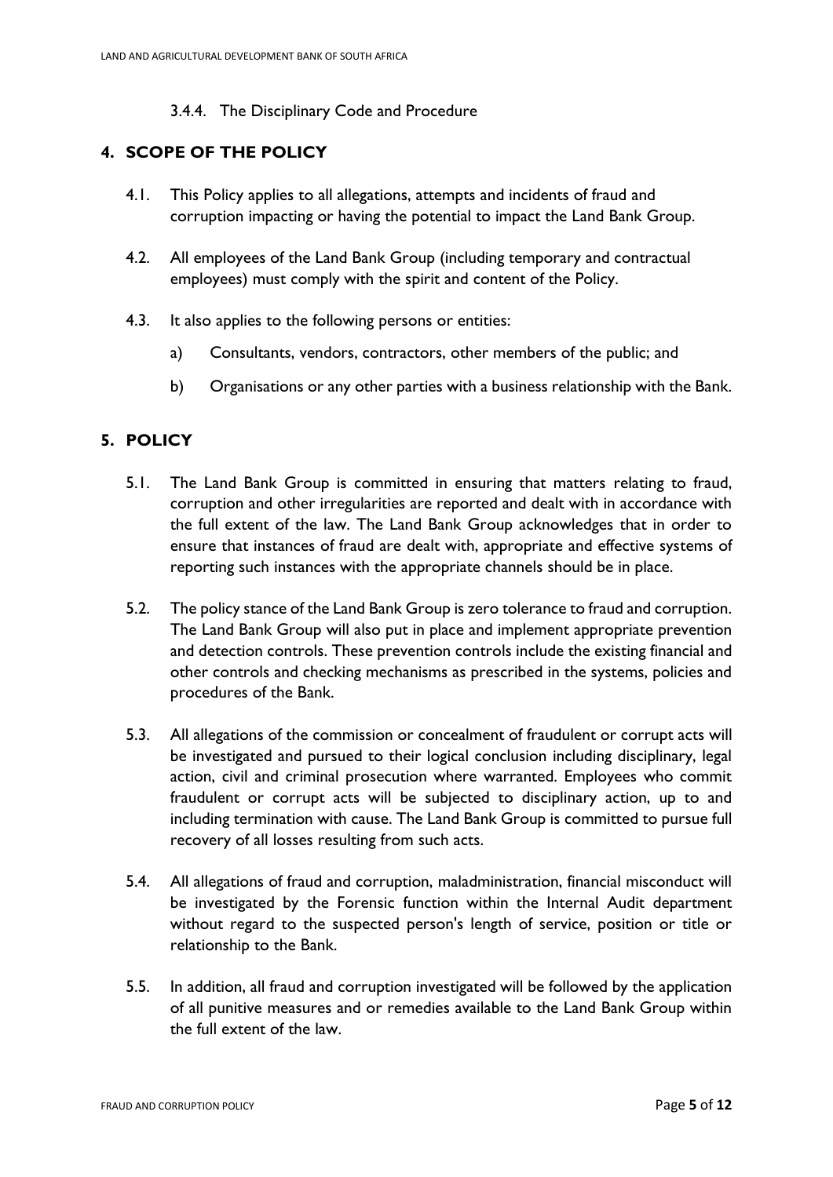3.4.4. The Disciplinary Code and Procedure

## 4. SCOPE OF THE POLICY

4.1. This Policy applies to all allegations, attempts and incidents of fraud and corruption impacting or having the potential to impact the Land Bank Group.

4.2. All employees of the Land Bank Group (including temporary and contractual employees) must comply with the spirit and content of the Policy.

4.3. It also applies to the following persons or entities:

a) Consultants, vendors, contractors, other members of the public; and

b) Organisations or any other parties with a business relationship with the Bank.

## 5. POLICY

5.1. The Land Bank Group is committed in ensuring that matters relating to fraud, corruption and other irregularities are reported and dealt with in accordance with the full extent of the law. The Land Bank Group acknowledges that in order to ensure that instances of fraud are dealt with, appropriate and effective systems of reporting such instances with the appropriate channels should be in place.

5.2. The policy stance of the Land Bank Group is zero tolerance to fraud and corruption. The Land Bank Group will also put in place and implement appropriate prevention and detection controls. These prevention controls include the existing financial and other controls and checking mechanisms as prescribed in the systems, policies and procedures of the Bank.

5.3. All allegations of the commission or concealment of fraudulent or corrupt acts will be investigated and pursued to their logical conclusion including disciplinary, legal action, civil and criminal prosecution where warranted. Employees who commit fraudulent or corrupt acts will be subjected to disciplinary action, up to and including termination with cause. The Land Bank Group is committed to pursue full recovery of all losses resulting from such acts.

5.4. All allegations of fraud and corruption, maladministration, financial misconduct will be investigated by the Forensic function within the Internal Audit department without regard to the suspected person's length of service, position or title or relationship to the Bank.

5.5. In addition, all fraud and corruption investigated will be followed by the application of all punitive measures and or remedies available to the Land Bank Group within the full extent of the law.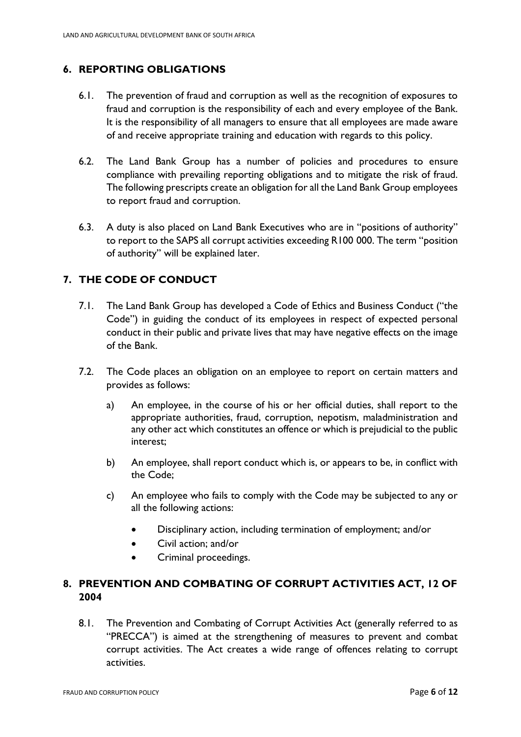## 6. REPORTING OBLIGATIONS

6.1. The prevention of fraud and corruption as well as the recognition of exposures to fraud and corruption is the responsibility of each and every employee of the Bank. It is the responsibility of all managers to ensure that all employees are made aware of and receive appropriate training and education with regards to this policy.

6.2. The Land Bank Group has a number of policies and procedures to ensure compliance with prevailing reporting obligations and to mitigate the risk of fraud. The following prescripts create an obligation for all the Land Bank Group employees to report fraud and corruption.

6.3. A duty is also placed on Land Bank Executives who are in "positions of authority" to report to the SAPS all corrupt activities exceeding R100 000. The term "position of authority" will be explained later.

## 7. THE CODE OF CONDUCT

7.1. The Land Bank Group has developed a Code of Ethics and Business Conduct ("the Code") in guiding the conduct of its employees in respect of expected personal conduct in their public and private lives that may have negative effects on the image of the Bank.

7.2. The Code places an obligation on an employee to report on certain matters and provides as follows:

a) An employee, in the course of his or her official duties, shall report to the appropriate authorities, fraud, corruption, nepotism, maladministration and any other act which constitutes an offence or which is prejudicial to the public interest;

b) An employee, shall report conduct which is, or appears to be, in conflict with the Code;

c) An employee who fails to comply with the Code may be subjected to any or all the following actions:

- Disciplinary action, including termination of employment; and/or
- Civil action; and/or
- Criminal proceedings.

## 8. PREVENTION AND COMBATING OF CORRUPT ACTIVITIES ACT, 12 OF 2004

8.1. The Prevention and Combating of Corrupt Activities Act (generally referred to as "PRECCA") is aimed at the strengthening of measures to prevent and combat corrupt activities. The Act creates a wide range of offences relating to corrupt activities.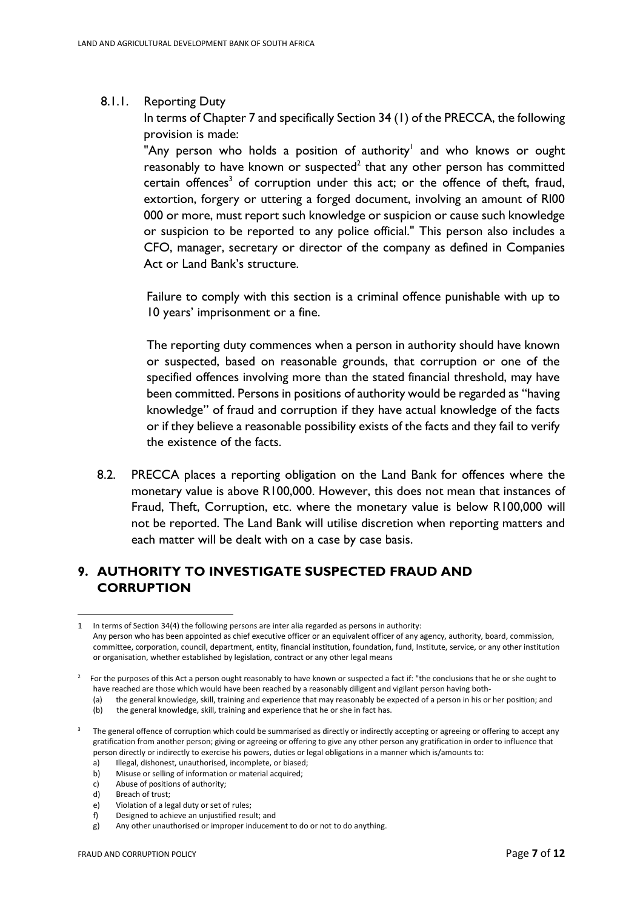8.1.1. Reporting Duty

In terms of Chapter 7 and specifically Section 34 (1) of the PRECCA, the following provision is made:

"Any person who holds a position of authority[1] and who knows or ought reasonably to have known or suspected[2] that any other person has committed certain offences[3] of corruption under this act; or the offence of theft, fraud, extortion, forgery or uttering a forged document, involving an amount of Rl00 000 or more, must report such knowledge or suspicion or cause such knowledge or suspicion to be reported to any police official." This person also includes a CFO, manager, secretary or director of the company as defined in Companies Act or Land Bank's structure.

Failure to comply with this section is a criminal offence punishable with up to 10 years' imprisonment or a fine.

The reporting duty commences when a person in authority should have known or suspected, based on reasonable grounds, that corruption or one of the specified offences involving more than the stated financial threshold, may have been committed. Persons in positions of authority would be regarded as "having knowledge" of fraud and corruption if they have actual knowledge of the facts or if they believe a reasonable possibility exists of the facts and they fail to verify the existence of the facts.

8.2. PRECCA places a reporting obligation on the Land Bank for offences where the monetary value is above R100,000. However, this does not mean that instances of Fraud, Theft, Corruption, etc. where the monetary value is below R100,000 will not be reported. The Land Bank will utilise discretion when reporting matters and each matter will be dealt with on a case by case basis.

## 9. AUTHORITY TO INVESTIGATE SUSPECTED FRAUD AND CORRUPTION

---

1 In terms of Section 34(4) the following persons are inter alia regarded as persons in authority:
Any person who has been appointed as chief executive officer or an equivalent officer of any agency, authority, board, commission, committee, corporation, council, department, entity, financial institution, foundation, fund, Institute, service, or any other institution or organisation, whether established by legislation, contract or any other legal means

2 For the purposes of this Act a person ought reasonably to have known or suspected a fact if: "the conclusions that he or she ought to have reached are those which would have been reached by a reasonably diligent and vigilant person having both-
(a) the general knowledge, skill, training and experience that may reasonably be expected of a person in his or her position; and
(b) the general knowledge, skill, training and experience that he or she in fact has.

3 The general offence of corruption which could be summarised as directly or indirectly accepting or agreeing or offering to accept any gratification from another person; giving or agreeing or offering to give any other person any gratification in order to influence that person directly or indirectly to exercise his powers, duties or legal obligations in a manner which is/amounts to:
a) Illegal, dishonest, unauthorised, incomplete, or biased;
b) Misuse or selling of information or material acquired;
c) Abuse of positions of authority;
d) Breach of trust;
e) Violation of a legal duty or set of rules;
f) Designed to achieve an unjustified result; and
g) Any other unauthorised or improper inducement to do or not to do anything.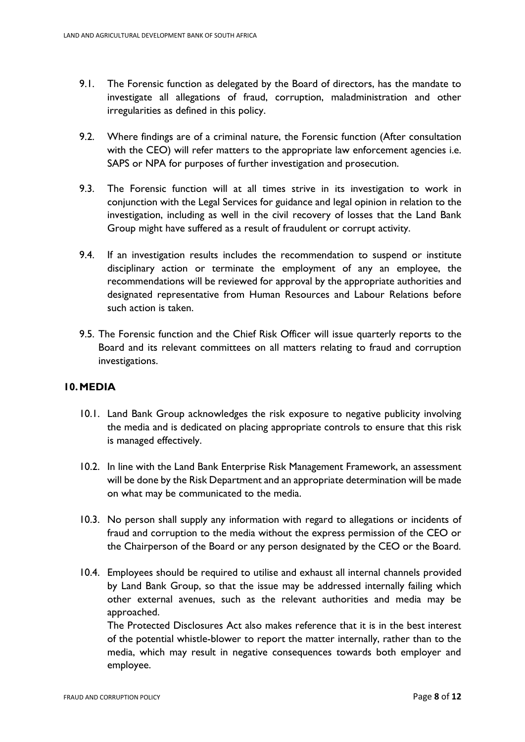9.1. The Forensic function as delegated by the Board of directors, has the mandate to investigate all allegations of fraud, corruption, maladministration and other irregularities as defined in this policy.

9.2. Where findings are of a criminal nature, the Forensic function (After consultation with the CEO) will refer matters to the appropriate law enforcement agencies i.e. SAPS or NPA for purposes of further investigation and prosecution.

9.3. The Forensic function will at all times strive in its investigation to work in conjunction with the Legal Services for guidance and legal opinion in relation to the investigation, including as well in the civil recovery of losses that the Land Bank Group might have suffered as a result of fraudulent or corrupt activity.

9.4. If an investigation results includes the recommendation to suspend or institute disciplinary action or terminate the employment of any an employee, the recommendations will be reviewed for approval by the appropriate authorities and designated representative from Human Resources and Labour Relations before such action is taken.

9.5. The Forensic function and the Chief Risk Officer will issue quarterly reports to the Board and its relevant committees on all matters relating to fraud and corruption investigations.

## 10. MEDIA

10.1. Land Bank Group acknowledges the risk exposure to negative publicity involving the media and is dedicated on placing appropriate controls to ensure that this risk is managed effectively.

10.2. In line with the Land Bank Enterprise Risk Management Framework, an assessment will be done by the Risk Department and an appropriate determination will be made on what may be communicated to the media.

10.3. No person shall supply any information with regard to allegations or incidents of fraud and corruption to the media without the express permission of the CEO or the Chairperson of the Board or any person designated by the CEO or the Board.

10.4. Employees should be required to utilise and exhaust all internal channels provided by Land Bank Group, so that the issue may be addressed internally failing which other external avenues, such as the relevant authorities and media may be approached.
The Protected Disclosures Act also makes reference that it is in the best interest of the potential whistle-blower to report the matter internally, rather than to the media, which may result in negative consequences towards both employer and employee.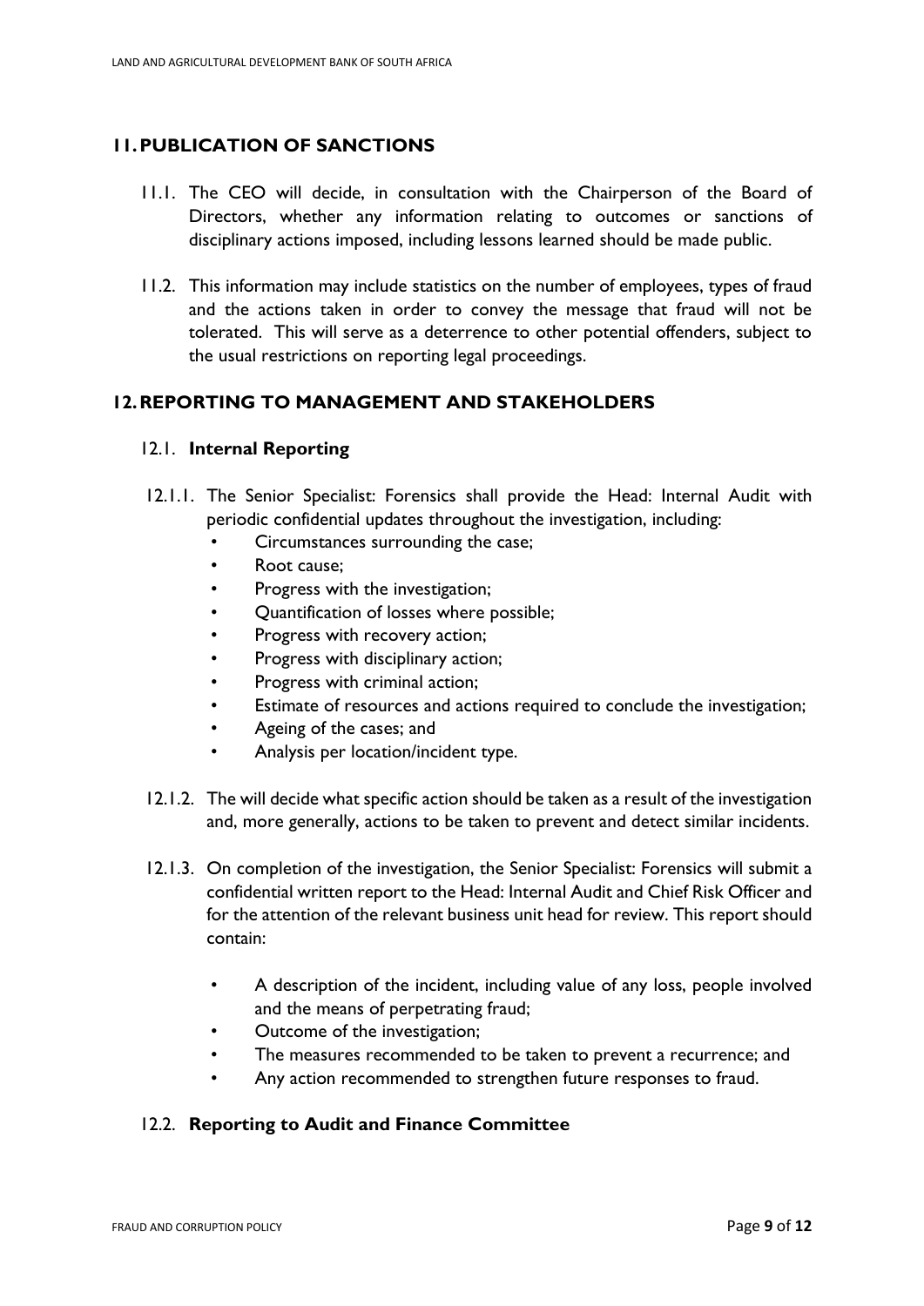## 11. PUBLICATION OF SANCTIONS

11.1. The CEO will decide, in consultation with the Chairperson of the Board of Directors, whether any information relating to outcomes or sanctions of disciplinary actions imposed, including lessons learned should be made public.

11.2. This information may include statistics on the number of employees, types of fraud and the actions taken in order to convey the message that fraud will not be tolerated. This will serve as a deterrence to other potential offenders, subject to the usual restrictions on reporting legal proceedings.

## 12. REPORTING TO MANAGEMENT AND STAKEHOLDERS

### 12.1. Internal Reporting

12.1.1. The Senior Specialist: Forensics shall provide the Head: Internal Audit with periodic confidential updates throughout the investigation, including:

- Circumstances surrounding the case;
- Root cause;
- Progress with the investigation;
- Quantification of losses where possible;
- Progress with recovery action;
- Progress with disciplinary action;
- Progress with criminal action;
- Estimate of resources and actions required to conclude the investigation;
- Ageing of the cases; and
- Analysis per location/incident type.

12.1.2. The will decide what specific action should be taken as a result of the investigation and, more generally, actions to be taken to prevent and detect similar incidents.

12.1.3. On completion of the investigation, the Senior Specialist: Forensics will submit a confidential written report to the Head: Internal Audit and Chief Risk Officer and for the attention of the relevant business unit head for review. This report should contain:

- A description of the incident, including value of any loss, people involved and the means of perpetrating fraud;
- Outcome of the investigation;
- The measures recommended to be taken to prevent a recurrence; and
- Any action recommended to strengthen future responses to fraud.

### 12.2. Reporting to Audit and Finance Committee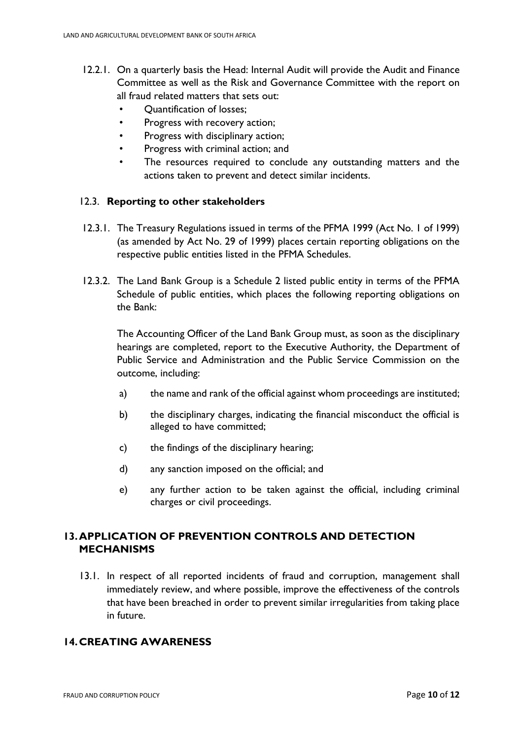12.2.1. On a quarterly basis the Head: Internal Audit will provide the Audit and Finance Committee as well as the Risk and Governance Committee with the report on all fraud related matters that sets out:

- Quantification of losses;
- Progress with recovery action;
- Progress with disciplinary action;
- Progress with criminal action; and
- The resources required to conclude any outstanding matters and the actions taken to prevent and detect similar incidents.

### 12.3. Reporting to other stakeholders

12.3.1. The Treasury Regulations issued in terms of the PFMA 1999 (Act No. 1 of 1999) (as amended by Act No. 29 of 1999) places certain reporting obligations on the respective public entities listed in the PFMA Schedules.

12.3.2. The Land Bank Group is a Schedule 2 listed public entity in terms of the PFMA Schedule of public entities, which places the following reporting obligations on the Bank:

The Accounting Officer of the Land Bank Group must, as soon as the disciplinary hearings are completed, report to the Executive Authority, the Department of Public Service and Administration and the Public Service Commission on the outcome, including:

a) the name and rank of the official against whom proceedings are instituted;

b) the disciplinary charges, indicating the financial misconduct the official is alleged to have committed;

c) the findings of the disciplinary hearing;

d) any sanction imposed on the official; and

e) any further action to be taken against the official, including criminal charges or civil proceedings.

## 13. APPLICATION OF PREVENTION CONTROLS AND DETECTION MECHANISMS

13.1. In respect of all reported incidents of fraud and corruption, management shall immediately review, and where possible, improve the effectiveness of the controls that have been breached in order to prevent similar irregularities from taking place in future.

## 14. CREATING AWARENESS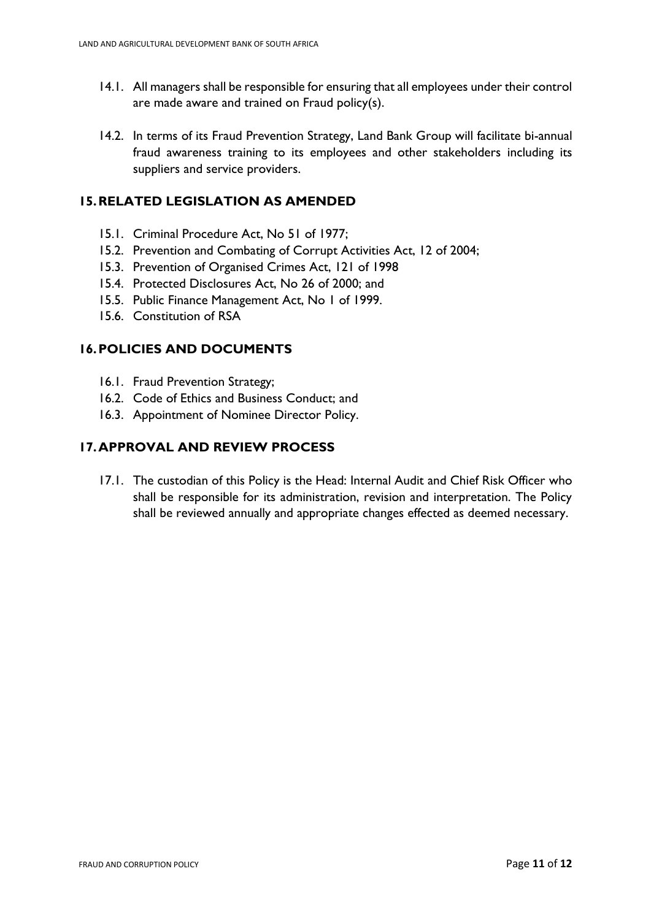14.1. All managers shall be responsible for ensuring that all employees under their control are made aware and trained on Fraud policy(s).

14.2. In terms of its Fraud Prevention Strategy, Land Bank Group will facilitate bi-annual fraud awareness training to its employees and other stakeholders including its suppliers and service providers.

## 15. RELATED LEGISLATION AS AMENDED

15.1. Criminal Procedure Act, No 51 of 1977;
15.2. Prevention and Combating of Corrupt Activities Act, 12 of 2004;
15.3. Prevention of Organised Crimes Act, 121 of 1998
15.4. Protected Disclosures Act, No 26 of 2000; and
15.5. Public Finance Management Act, No 1 of 1999.
15.6. Constitution of RSA

## 16. POLICIES AND DOCUMENTS

16.1. Fraud Prevention Strategy;
16.2. Code of Ethics and Business Conduct; and
16.3. Appointment of Nominee Director Policy.

## 17. APPROVAL AND REVIEW PROCESS

17.1. The custodian of this Policy is the Head: Internal Audit and Chief Risk Officer who shall be responsible for its administration, revision and interpretation. The Policy shall be reviewed annually and appropriate changes effected as deemed necessary.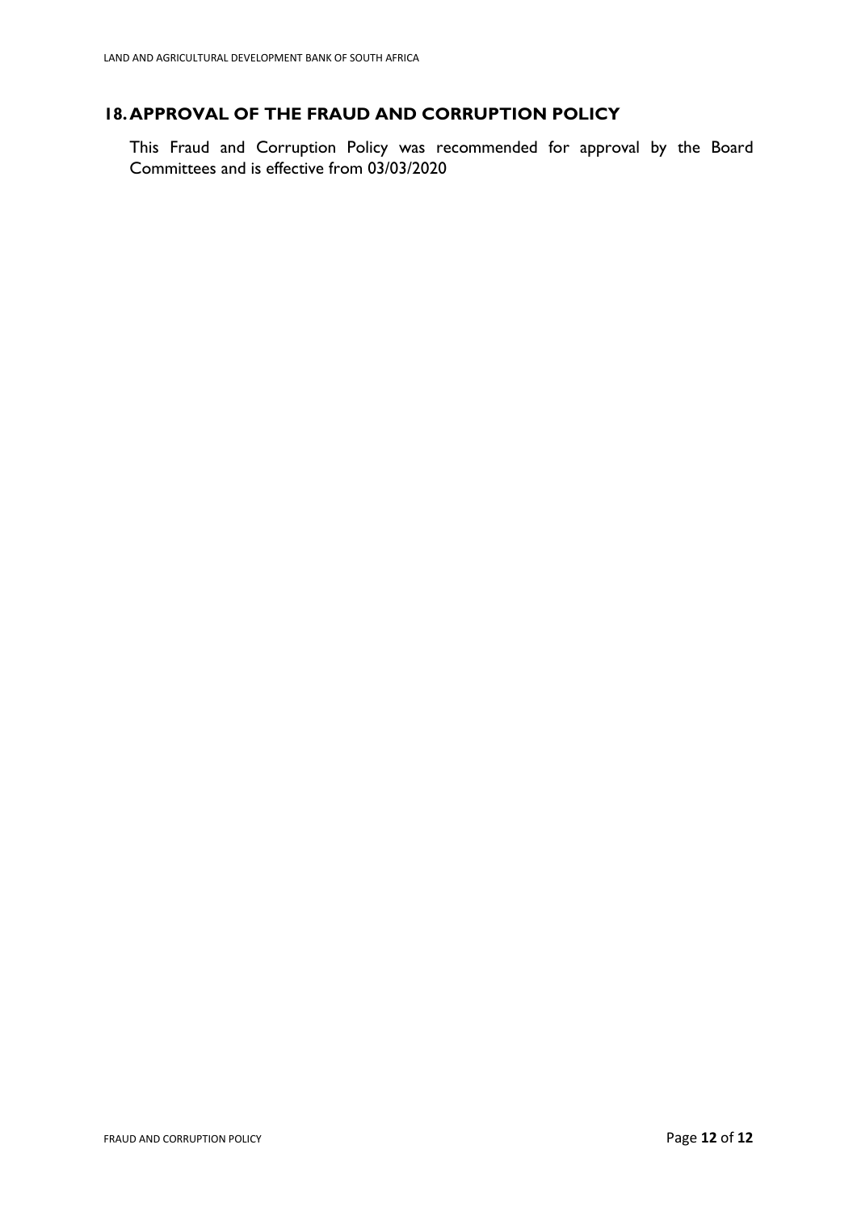## 18. APPROVAL OF THE FRAUD AND CORRUPTION POLICY

This Fraud and Corruption Policy was recommended for approval by the Board Committees and is effective from 03/03/2020